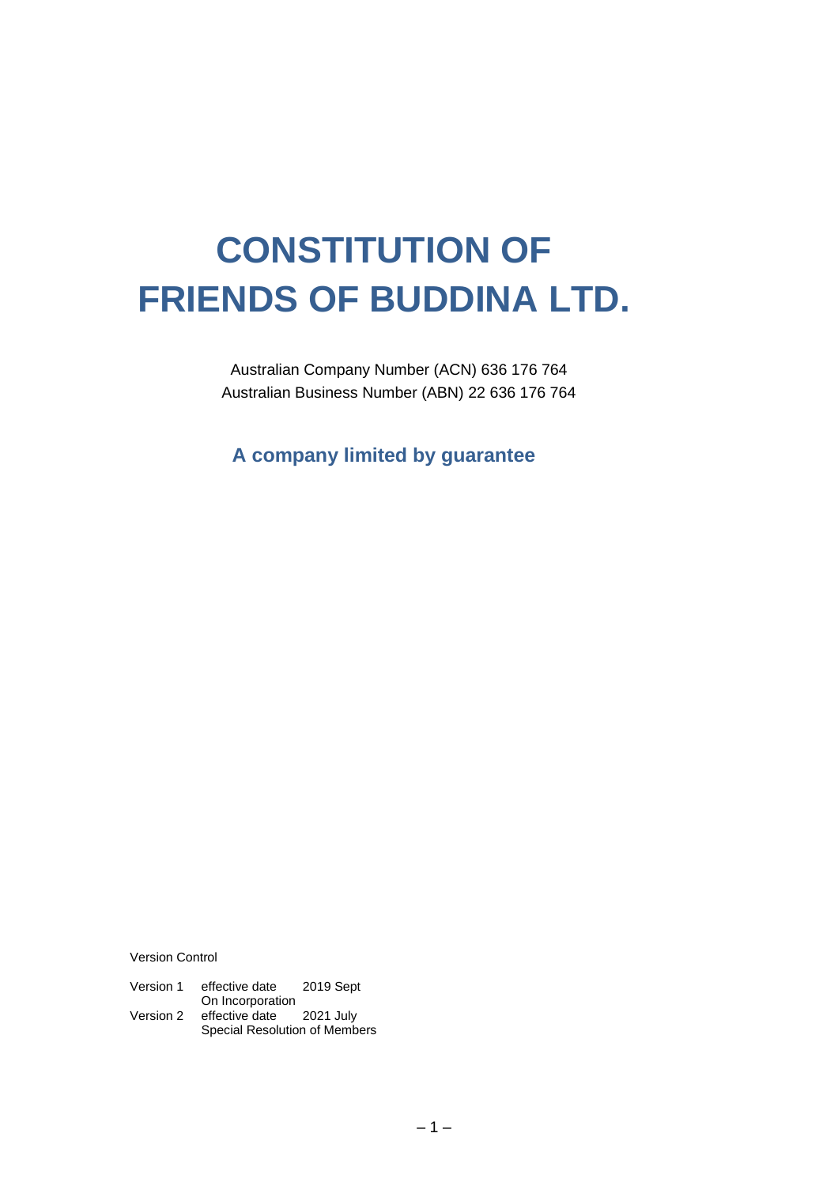# CONSTITUTION OF FRIENDS OF BUDDINA LTD.

Australian Company Number (ACN) 636 176 764
Australian Business Number (ABN) 22 636 176 764

**A company limited by guarantee**

Version Control

| | | |
|---|---|---|
| Version 1 | effective date<br>On Incorporation | 2019 Sept |
| Version 2 | effective date<br>Special Resolution of Members | 2021 July |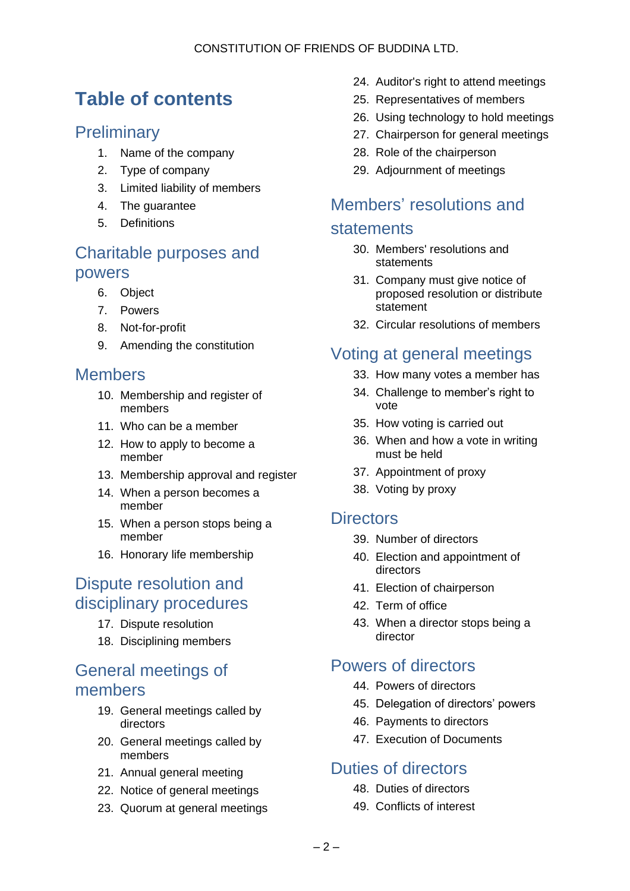# Table of contents

## Preliminary

1. Name of the company
2. Type of company
3. Limited liability of members
4. The guarantee
5. Definitions

## Charitable purposes and powers

6. Object
7. Powers
8. Not-for-profit
9. Amending the constitution

## Members

10. Membership and register of members
11. Who can be a member
12. How to apply to become a member
13. Membership approval and register
14. When a person becomes a member
15. When a person stops being a member
16. Honorary life membership

## Dispute resolution and disciplinary procedures

17. Dispute resolution
18. Disciplining members

## General meetings of members

19. General meetings called by directors
20. General meetings called by members
21. Annual general meeting
22. Notice of general meetings
23. Quorum at general meetings
24. Auditor's right to attend meetings
25. Representatives of members
26. Using technology to hold meetings
27. Chairperson for general meetings
28. Role of the chairperson
29. Adjournment of meetings

## Members' resolutions and statements

30. Members' resolutions and statements
31. Company must give notice of proposed resolution or distribute statement
32. Circular resolutions of members

## Voting at general meetings

33. How many votes a member has
34. Challenge to member's right to vote
35. How voting is carried out
36. When and how a vote in writing must be held
37. Appointment of proxy
38. Voting by proxy

## Directors

39. Number of directors
40. Election and appointment of directors
41. Election of chairperson
42. Term of office
43. When a director stops being a director

## Powers of directors

44. Powers of directors
45. Delegation of directors' powers
46. Payments to directors
47. Execution of Documents

## Duties of directors

48. Duties of directors
49. Conflicts of interest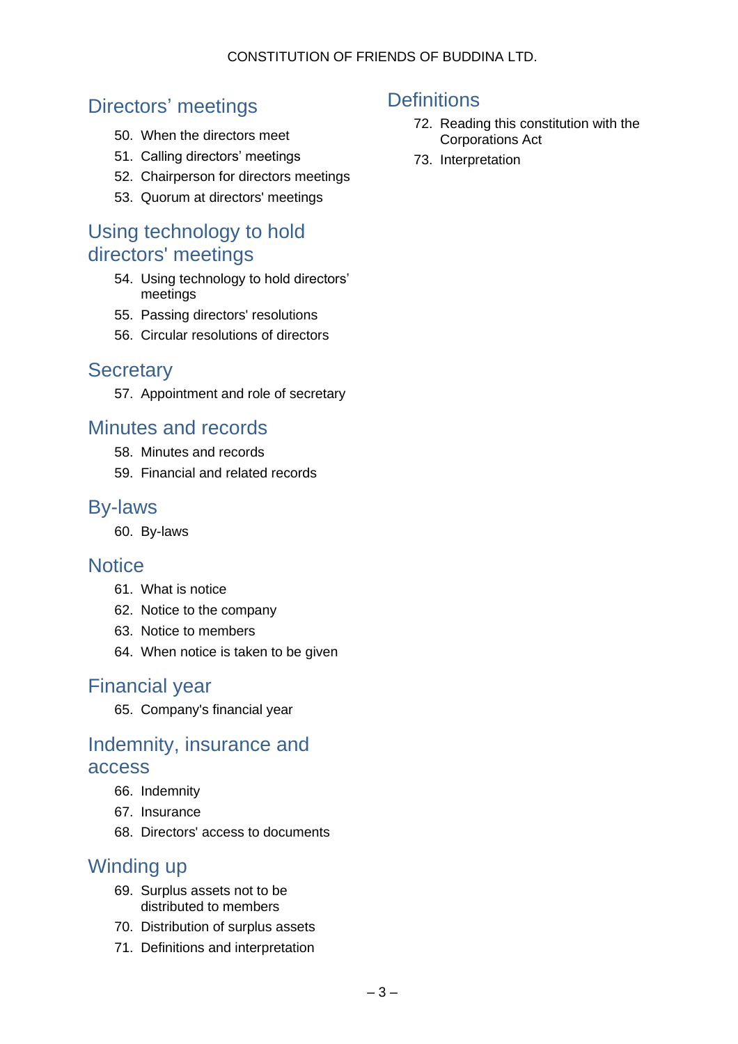## Directors' meetings

50. When the directors meet
51. Calling directors' meetings
52. Chairperson for directors meetings
53. Quorum at directors' meetings

## Using technology to hold directors' meetings

54. Using technology to hold directors' meetings
55. Passing directors' resolutions
56. Circular resolutions of directors

## Secretary

57. Appointment and role of secretary

## Minutes and records

58. Minutes and records
59. Financial and related records

## By-laws

60. By-laws

## Notice

61. What is notice
62. Notice to the company
63. Notice to members
64. When notice is taken to be given

## Financial year

65. Company's financial year

## Indemnity, insurance and access

66. Indemnity
67. Insurance
68. Directors' access to documents

## Winding up

69. Surplus assets not to be distributed to members
70. Distribution of surplus assets
71. Definitions and interpretation

## Definitions

72. Reading this constitution with the Corporations Act
73. Interpretation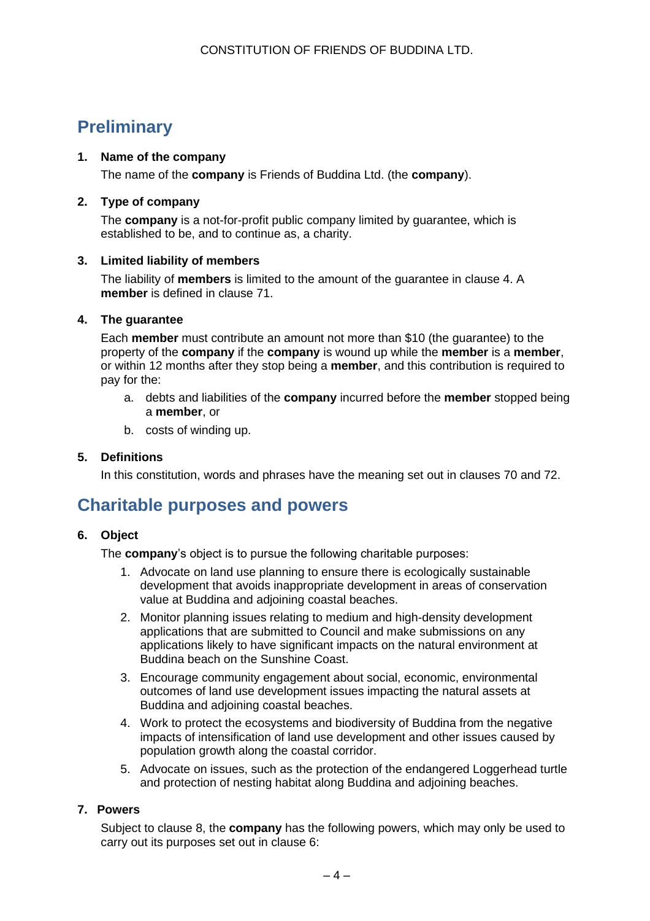## Preliminary

### 1. Name of the company

The name of the **company** is Friends of Buddina Ltd. (the **company**).

### 2. Type of company

The **company** is a not-for-profit public company limited by guarantee, which is established to be, and to continue as, a charity.

### 3. Limited liability of members

The liability of **members** is limited to the amount of the guarantee in clause 4. A **member** is defined in clause 71.

### 4. The guarantee

Each **member** must contribute an amount not more than $10 (the guarantee) to the property of the **company** if the **company** is wound up while the **member** is a **member**, or within 12 months after they stop being a **member**, and this contribution is required to pay for the:

a. debts and liabilities of the **company** incurred before the **member** stopped being a **member**, or

b. costs of winding up.

### 5. Definitions

In this constitution, words and phrases have the meaning set out in clauses 70 and 72.

## Charitable purposes and powers

### 6. Object

The **company**'s object is to pursue the following charitable purposes:

1. Advocate on land use planning to ensure there is ecologically sustainable development that avoids inappropriate development in areas of conservation value at Buddina and adjoining coastal beaches.
2. Monitor planning issues relating to medium and high-density development applications that are submitted to Council and make submissions on any applications likely to have significant impacts on the natural environment at Buddina beach on the Sunshine Coast.
3. Encourage community engagement about social, economic, environmental outcomes of land use development issues impacting the natural assets at Buddina and adjoining coastal beaches.
4. Work to protect the ecosystems and biodiversity of Buddina from the negative impacts of intensification of land use development and other issues caused by population growth along the coastal corridor.
5. Advocate on issues, such as the protection of the endangered Loggerhead turtle and protection of nesting habitat along Buddina and adjoining beaches.

### 7. Powers

Subject to clause 8, the **company** has the following powers, which may only be used to carry out its purposes set out in clause 6: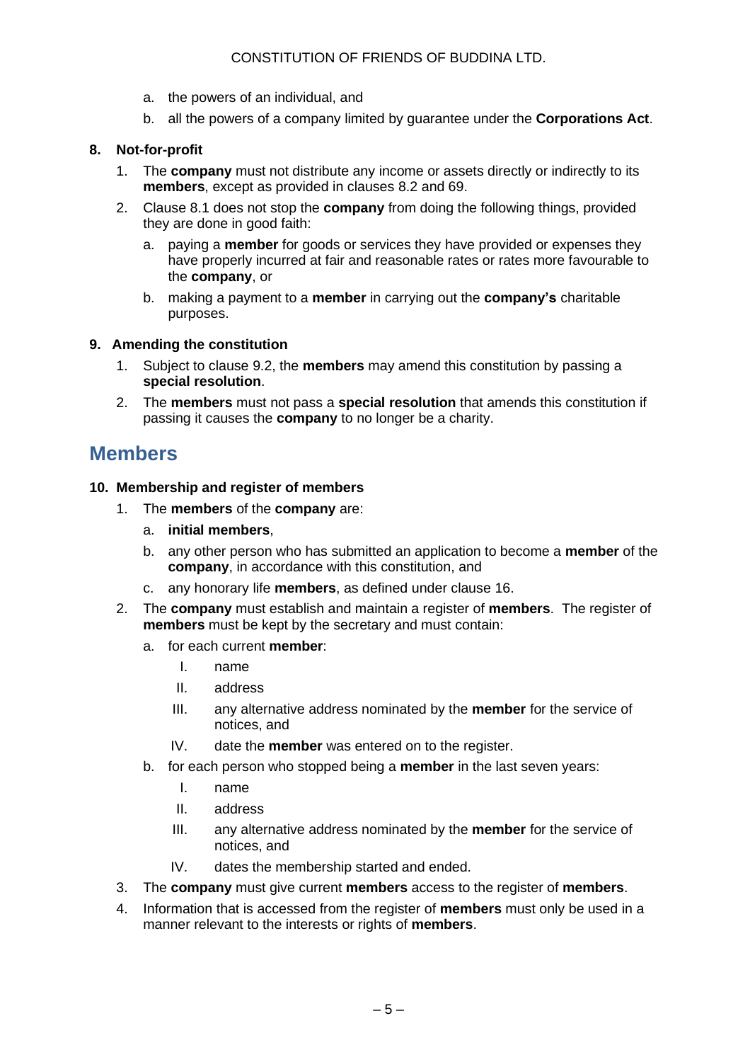a. the powers of an individual, and

b. all the powers of a company limited by guarantee under the **Corporations Act**.

**8. Not-for-profit**

1. The **company** must not distribute any income or assets directly or indirectly to its **members**, except as provided in clauses 8.2 and 69.
2. Clause 8.1 does not stop the **company** from doing the following things, provided they are done in good faith:

   a. paying a **member** for goods or services they have provided or expenses they have properly incurred at fair and reasonable rates or rates more favourable to the **company**, or

   b. making a payment to a **member** in carrying out the **company's** charitable purposes.

**9. Amending the constitution**

1. Subject to clause 9.2, the **members** may amend this constitution by passing a **special resolution**.
2. The **members** must not pass a **special resolution** that amends this constitution if passing it causes the **company** to no longer be a charity.

## Members

**10. Membership and register of members**

1. The **members** of the **company** are:

   a. **initial members**,

   b. any other person who has submitted an application to become a **member** of the **company**, in accordance with this constitution, and

   c. any honorary life **members**, as defined under clause 16.

2. The **company** must establish and maintain a register of **members**. The register of **members** must be kept by the secretary and must contain:

   a. for each current **member**:

      I. name

      II. address

      III. any alternative address nominated by the **member** for the service of notices, and

      IV. date the **member** was entered on to the register.

   b. for each person who stopped being a **member** in the last seven years:

      I. name

      II. address

      III. any alternative address nominated by the **member** for the service of notices, and

      IV. dates the membership started and ended.

3. The **company** must give current **members** access to the register of **members**.
4. Information that is accessed from the register of **members** must only be used in a manner relevant to the interests or rights of **members**.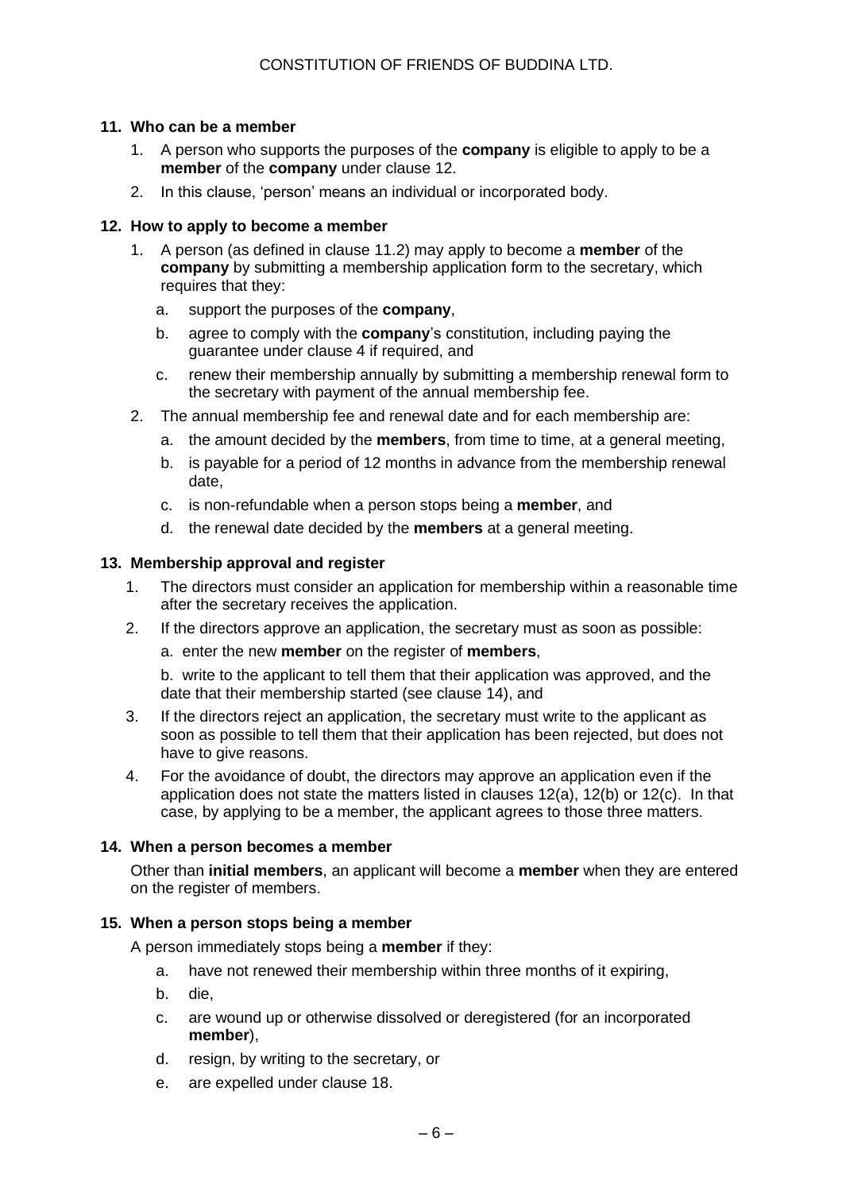## 11. Who can be a member

1. A person who supports the purposes of the **company** is eligible to apply to be a **member** of the **company** under clause 12.
2. In this clause, 'person' means an individual or incorporated body.

## 12. How to apply to become a member

1. A person (as defined in clause 11.2) may apply to become a **member** of the **company** by submitting a membership application form to the secretary, which requires that they:
   a. support the purposes of the **company**,
   b. agree to comply with the **company**'s constitution, including paying the guarantee under clause 4 if required, and
   c. renew their membership annually by submitting a membership renewal form to the secretary with payment of the annual membership fee.
2. The annual membership fee and renewal date and for each membership are:
   a. the amount decided by the **members**, from time to time, at a general meeting,
   b. is payable for a period of 12 months in advance from the membership renewal date,
   c. is non-refundable when a person stops being a **member**, and
   d. the renewal date decided by the **members** at a general meeting.

## 13. Membership approval and register

1. The directors must consider an application for membership within a reasonable time after the secretary receives the application.
2. If the directors approve an application, the secretary must as soon as possible:
   a. enter the new **member** on the register of **members**,
   b. write to the applicant to tell them that their application was approved, and the date that their membership started (see clause 14), and
3. If the directors reject an application, the secretary must write to the applicant as soon as possible to tell them that their application has been rejected, but does not have to give reasons.
4. For the avoidance of doubt, the directors may approve an application even if the application does not state the matters listed in clauses 12(a), 12(b) or 12(c). In that case, by applying to be a member, the applicant agrees to those three matters.

## 14. When a person becomes a member

Other than **initial members**, an applicant will become a **member** when they are entered on the register of members.

## 15. When a person stops being a member

A person immediately stops being a **member** if they:

a. have not renewed their membership within three months of it expiring,
b. die,
c. are wound up or otherwise dissolved or deregistered (for an incorporated **member**),
d. resign, by writing to the secretary, or
e. are expelled under clause 18.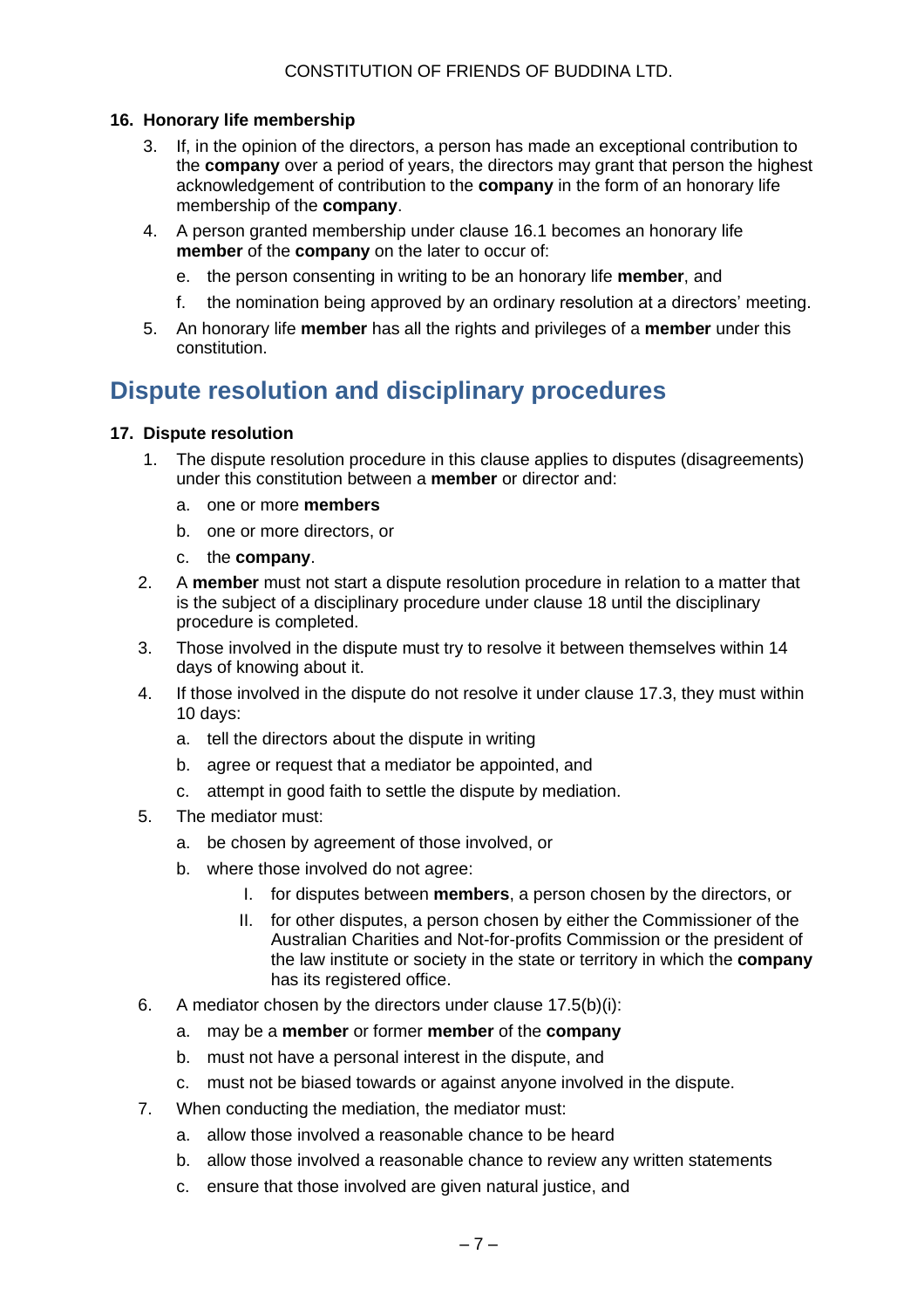#### 16. Honorary life membership

3. If, in the opinion of the directors, a person has made an exceptional contribution to the **company** over a period of years, the directors may grant that person the highest acknowledgement of contribution to the **company** in the form of an honorary life membership of the **company**.
4. A person granted membership under clause 16.1 becomes an honorary life **member** of the **company** on the later to occur of:
   e. the person consenting in writing to be an honorary life **member**, and
   f. the nomination being approved by an ordinary resolution at a directors' meeting.
5. An honorary life **member** has all the rights and privileges of a **member** under this constitution.

## Dispute resolution and disciplinary procedures

#### 17. Dispute resolution

1. The dispute resolution procedure in this clause applies to disputes (disagreements) under this constitution between a **member** or director and:
   a. one or more **members**
   b. one or more directors, or
   c. the **company**.
2. A **member** must not start a dispute resolution procedure in relation to a matter that is the subject of a disciplinary procedure under clause 18 until the disciplinary procedure is completed.
3. Those involved in the dispute must try to resolve it between themselves within 14 days of knowing about it.
4. If those involved in the dispute do not resolve it under clause 17.3, they must within 10 days:
   a. tell the directors about the dispute in writing
   b. agree or request that a mediator be appointed, and
   c. attempt in good faith to settle the dispute by mediation.
5. The mediator must:
   a. be chosen by agreement of those involved, or
   b. where those involved do not agree:
      I. for disputes between **members**, a person chosen by the directors, or
      II. for other disputes, a person chosen by either the Commissioner of the Australian Charities and Not-for-profits Commission or the president of the law institute or society in the state or territory in which the **company** has its registered office.
6. A mediator chosen by the directors under clause 17.5(b)(i):
   a. may be a **member** or former **member** of the **company**
   b. must not have a personal interest in the dispute, and
   c. must not be biased towards or against anyone involved in the dispute.
7. When conducting the mediation, the mediator must:
   a. allow those involved a reasonable chance to be heard
   b. allow those involved a reasonable chance to review any written statements
   c. ensure that those involved are given natural justice, and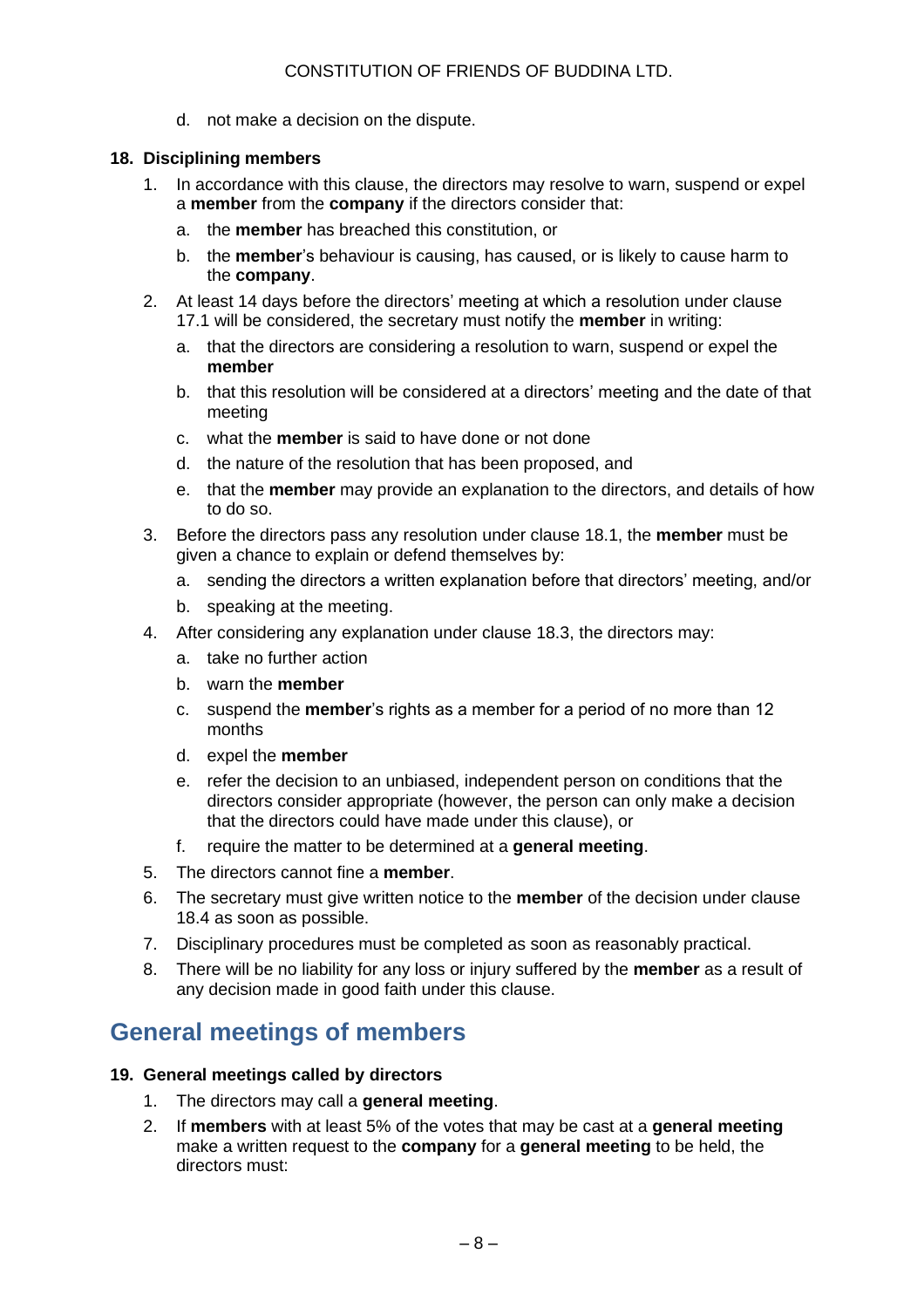d. not make a decision on the dispute.

### 18. Disciplining members

1. In accordance with this clause, the directors may resolve to warn, suspend or expel a **member** from the **company** if the directors consider that:
   a. the **member** has breached this constitution, or
   b. the **member**'s behaviour is causing, has caused, or is likely to cause harm to the **company**.
2. At least 14 days before the directors' meeting at which a resolution under clause 17.1 will be considered, the secretary must notify the **member** in writing:
   a. that the directors are considering a resolution to warn, suspend or expel the **member**
   b. that this resolution will be considered at a directors' meeting and the date of that meeting
   c. what the **member** is said to have done or not done
   d. the nature of the resolution that has been proposed, and
   e. that the **member** may provide an explanation to the directors, and details of how to do so.
3. Before the directors pass any resolution under clause 18.1, the **member** must be given a chance to explain or defend themselves by:
   a. sending the directors a written explanation before that directors' meeting, and/or
   b. speaking at the meeting.
4. After considering any explanation under clause 18.3, the directors may:
   a. take no further action
   b. warn the **member**
   c. suspend the **member**'s rights as a member for a period of no more than 12 months
   d. expel the **member**
   e. refer the decision to an unbiased, independent person on conditions that the directors consider appropriate (however, the person can only make a decision that the directors could have made under this clause), or
   f. require the matter to be determined at a **general meeting**.
5. The directors cannot fine a **member**.
6. The secretary must give written notice to the **member** of the decision under clause 18.4 as soon as possible.
7. Disciplinary procedures must be completed as soon as reasonably practical.
8. There will be no liability for any loss or injury suffered by the **member** as a result of any decision made in good faith under this clause.

## General meetings of members

### 19. General meetings called by directors

1. The directors may call a **general meeting**.
2. If **members** with at least 5% of the votes that may be cast at a **general meeting** make a written request to the **company** for a **general meeting** to be held, the directors must: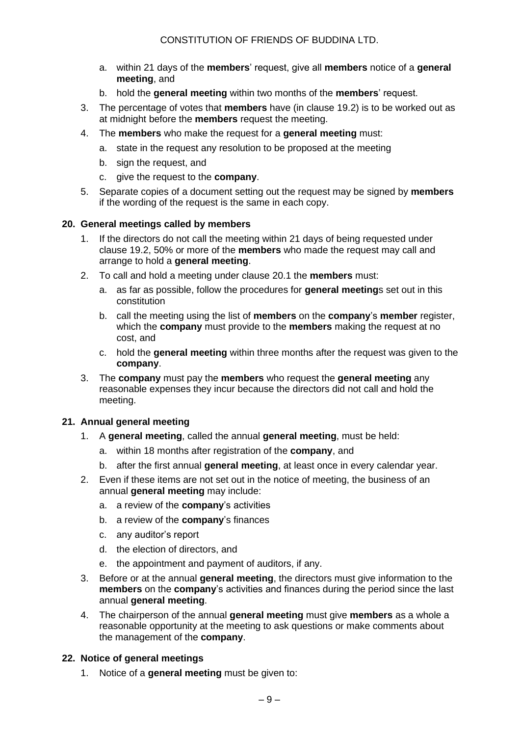a. within 21 days of the **members**' request, give all **members** notice of a **general meeting**, and
   b. hold the **general meeting** within two months of the **members**' request.
3. The percentage of votes that **members** have (in clause 19.2) is to be worked out as at midnight before the **members** request the meeting.
4. The **members** who make the request for a **general meeting** must:
   a. state in the request any resolution to be proposed at the meeting
   b. sign the request, and
   c. give the request to the **company**.
5. Separate copies of a document setting out the request may be signed by **members** if the wording of the request is the same in each copy.

### 20. General meetings called by members

1. If the directors do not call the meeting within 21 days of being requested under clause 19.2, 50% or more of the **members** who made the request may call and arrange to hold a **general meeting**.
2. To call and hold a meeting under clause 20.1 the **members** must:
   a. as far as possible, follow the procedures for **general meeting**s set out in this constitution
   b. call the meeting using the list of **members** on the **company**'s **member** register, which the **company** must provide to the **members** making the request at no cost, and
   c. hold the **general meeting** within three months after the request was given to the **company**.
3. The **company** must pay the **members** who request the **general meeting** any reasonable expenses they incur because the directors did not call and hold the meeting.

### 21. Annual general meeting

1. A **general meeting**, called the annual **general meeting**, must be held:
   a. within 18 months after registration of the **company**, and
   b. after the first annual **general meeting**, at least once in every calendar year.
2. Even if these items are not set out in the notice of meeting, the business of an annual **general meeting** may include:
   a. a review of the **company**'s activities
   b. a review of the **company**'s finances
   c. any auditor's report
   d. the election of directors, and
   e. the appointment and payment of auditors, if any.
3. Before or at the annual **general meeting**, the directors must give information to the **members** on the **company**'s activities and finances during the period since the last annual **general meeting**.
4. The chairperson of the annual **general meeting** must give **members** as a whole a reasonable opportunity at the meeting to ask questions or make comments about the management of the **company**.

### 22. Notice of general meetings

1. Notice of a **general meeting** must be given to: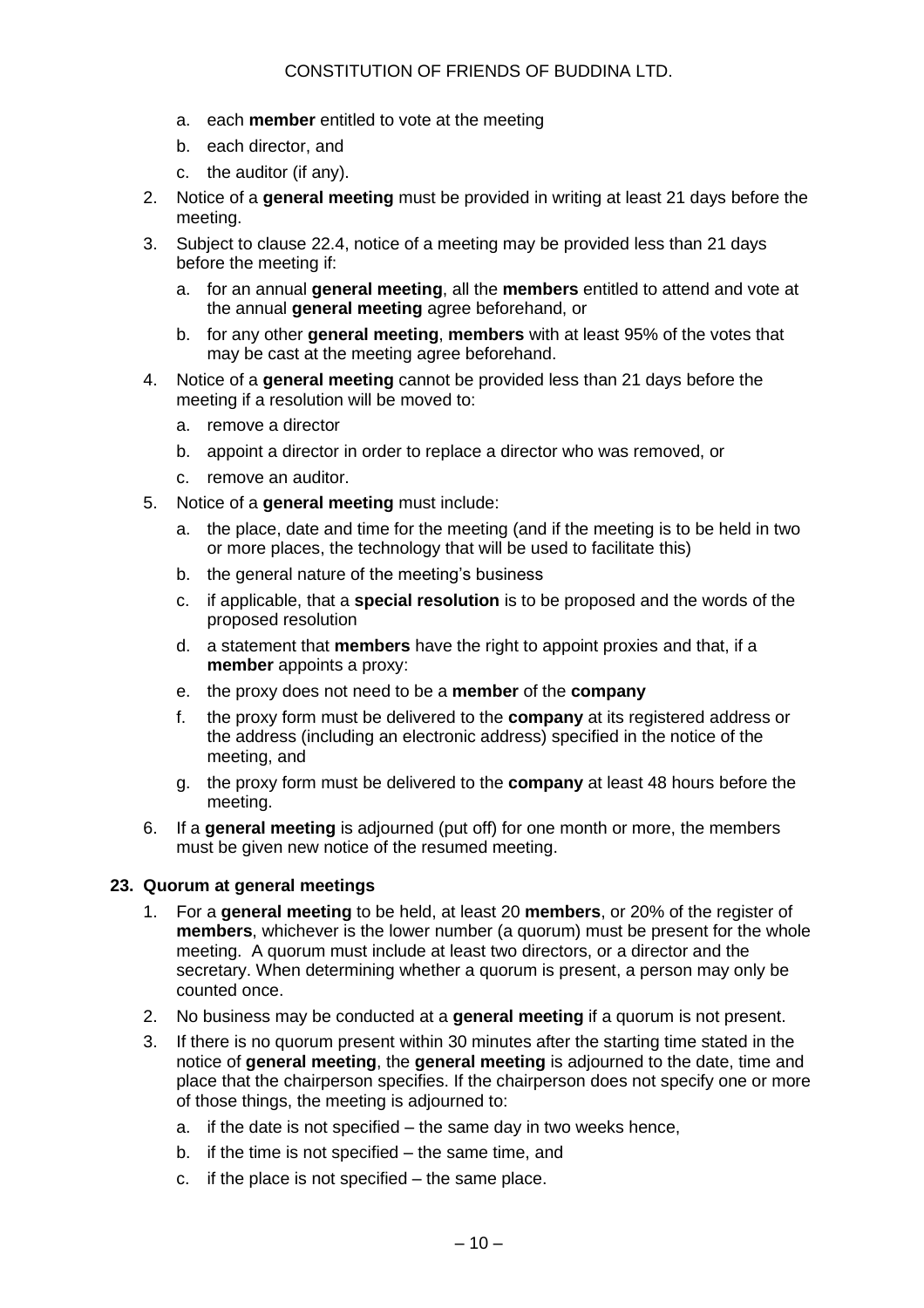a. each **member** entitled to vote at the meeting
  b. each director, and
  c. the auditor (if any).
2. Notice of a **general meeting** must be provided in writing at least 21 days before the meeting.
3. Subject to clause 22.4, notice of a meeting may be provided less than 21 days before the meeting if:
   a. for an annual **general meeting**, all the **members** entitled to attend and vote at the annual **general meeting** agree beforehand, or
   b. for any other **general meeting**, **members** with at least 95% of the votes that may be cast at the meeting agree beforehand.
4. Notice of a **general meeting** cannot be provided less than 21 days before the meeting if a resolution will be moved to:
   a. remove a director
   b. appoint a director in order to replace a director who was removed, or
   c. remove an auditor.
5. Notice of a **general meeting** must include:
   a. the place, date and time for the meeting (and if the meeting is to be held in two or more places, the technology that will be used to facilitate this)
   b. the general nature of the meeting's business
   c. if applicable, that a **special resolution** is to be proposed and the words of the proposed resolution
   d. a statement that **members** have the right to appoint proxies and that, if a **member** appoints a proxy:
   e. the proxy does not need to be a **member** of the **company**
   f. the proxy form must be delivered to the **company** at its registered address or the address (including an electronic address) specified in the notice of the meeting, and
   g. the proxy form must be delivered to the **company** at least 48 hours before the meeting.
6. If a **general meeting** is adjourned (put off) for one month or more, the members must be given new notice of the resumed meeting.

### 23. Quorum at general meetings

1. For a **general meeting** to be held, at least 20 **members**, or 20% of the register of **members**, whichever is the lower number (a quorum) must be present for the whole meeting. A quorum must include at least two directors, or a director and the secretary. When determining whether a quorum is present, a person may only be counted once.
2. No business may be conducted at a **general meeting** if a quorum is not present.
3. If there is no quorum present within 30 minutes after the starting time stated in the notice of **general meeting**, the **general meeting** is adjourned to the date, time and place that the chairperson specifies. If the chairperson does not specify one or more of those things, the meeting is adjourned to:
   a. if the date is not specified – the same day in two weeks hence,
   b. if the time is not specified – the same time, and
   c. if the place is not specified – the same place.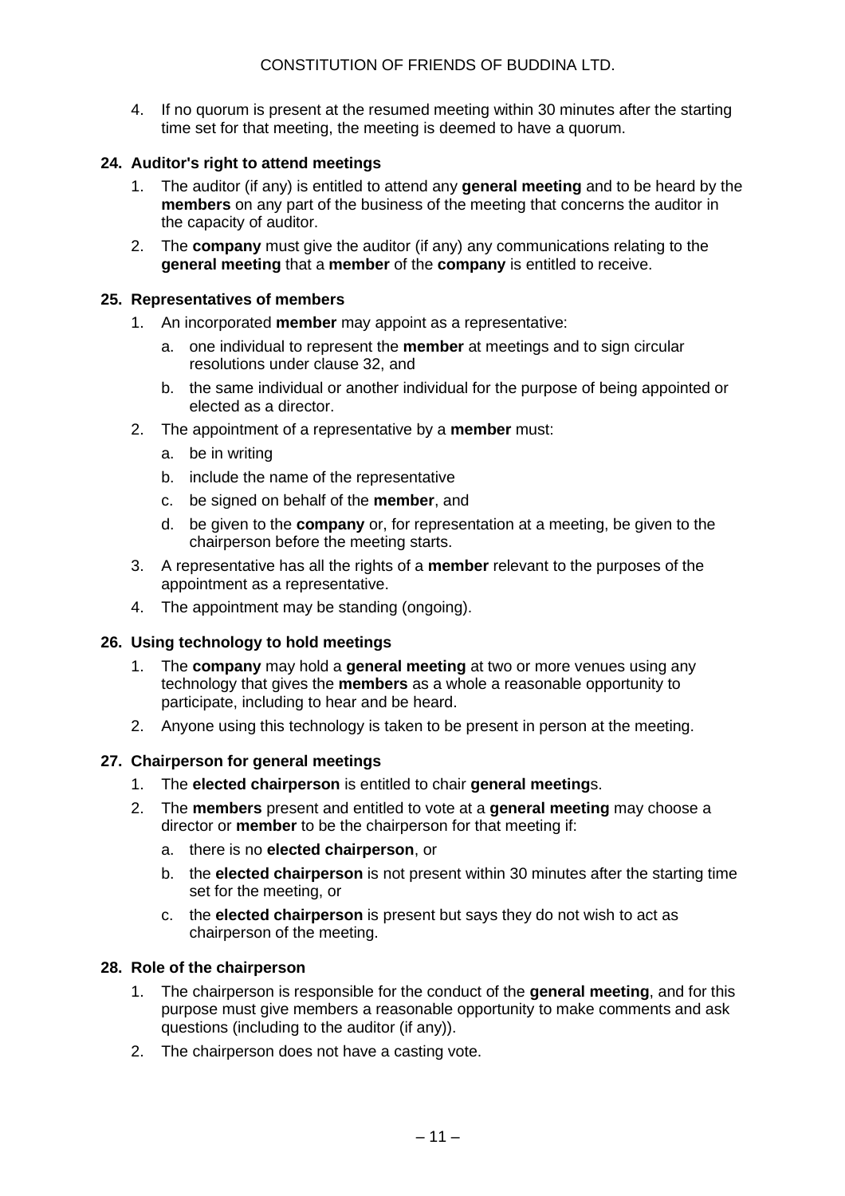4. If no quorum is present at the resumed meeting within 30 minutes after the starting time set for that meeting, the meeting is deemed to have a quorum.

### 24. Auditor's right to attend meetings

1. The auditor (if any) is entitled to attend any **general meeting** and to be heard by the **members** on any part of the business of the meeting that concerns the auditor in the capacity of auditor.
2. The **company** must give the auditor (if any) any communications relating to the **general meeting** that a **member** of the **company** is entitled to receive.

### 25. Representatives of members

1. An incorporated **member** may appoint as a representative:
   a. one individual to represent the **member** at meetings and to sign circular resolutions under clause 32, and
   b. the same individual or another individual for the purpose of being appointed or elected as a director.
2. The appointment of a representative by a **member** must:
   a. be in writing
   b. include the name of the representative
   c. be signed on behalf of the **member**, and
   d. be given to the **company** or, for representation at a meeting, be given to the chairperson before the meeting starts.
3. A representative has all the rights of a **member** relevant to the purposes of the appointment as a representative.
4. The appointment may be standing (ongoing).

### 26. Using technology to hold meetings

1. The **company** may hold a **general meeting** at two or more venues using any technology that gives the **members** as a whole a reasonable opportunity to participate, including to hear and be heard.
2. Anyone using this technology is taken to be present in person at the meeting.

### 27. Chairperson for general meetings

1. The **elected chairperson** is entitled to chair **general meeting**s.
2. The **members** present and entitled to vote at a **general meeting** may choose a director or **member** to be the chairperson for that meeting if:
   a. there is no **elected chairperson**, or
   b. the **elected chairperson** is not present within 30 minutes after the starting time set for the meeting, or
   c. the **elected chairperson** is present but says they do not wish to act as chairperson of the meeting.

### 28. Role of the chairperson

1. The chairperson is responsible for the conduct of the **general meeting**, and for this purpose must give members a reasonable opportunity to make comments and ask questions (including to the auditor (if any)).
2. The chairperson does not have a casting vote.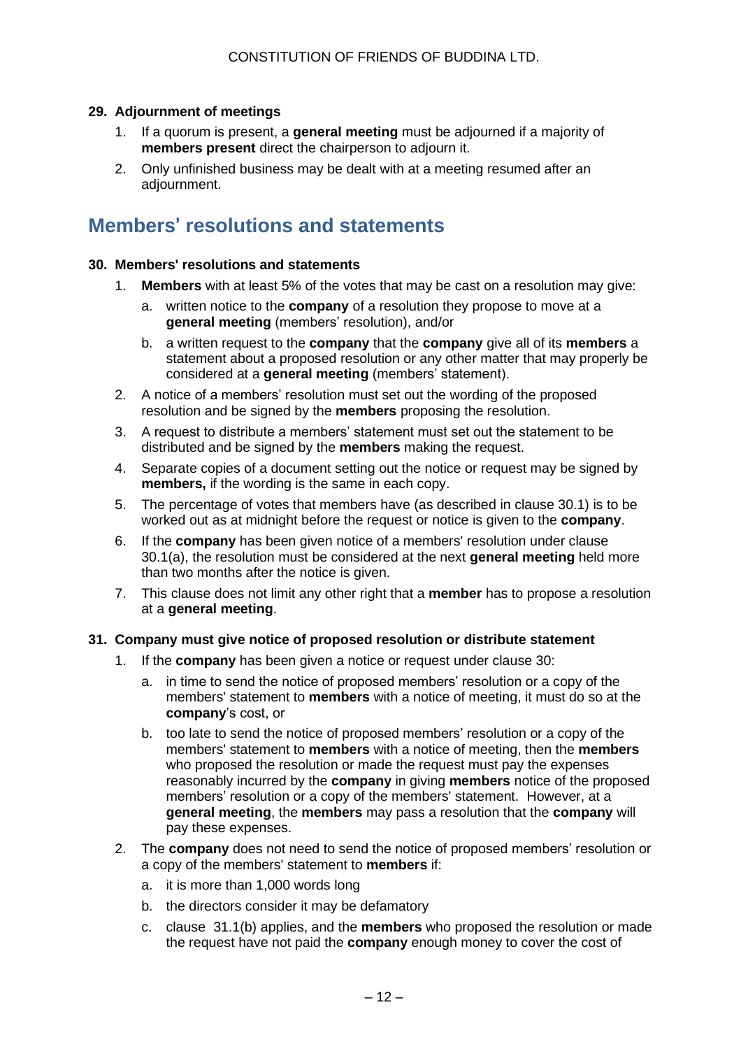### 29. Adjournment of meetings

1. If a quorum is present, a **general meeting** must be adjourned if a majority of **members present** direct the chairperson to adjourn it.
2. Only unfinished business may be dealt with at a meeting resumed after an adjournment.

## Members' resolutions and statements

### 30. Members' resolutions and statements

1. **Members** with at least 5% of the votes that may be cast on a resolution may give:
   a. written notice to the **company** of a resolution they propose to move at a **general meeting** (members' resolution), and/or
   b. a written request to the **company** that the **company** give all of its **members** a statement about a proposed resolution or any other matter that may properly be considered at a **general meeting** (members' statement).
2. A notice of a members' resolution must set out the wording of the proposed resolution and be signed by the **members** proposing the resolution.
3. A request to distribute a members' statement must set out the statement to be distributed and be signed by the **members** making the request.
4. Separate copies of a document setting out the notice or request may be signed by **members,** if the wording is the same in each copy.
5. The percentage of votes that members have (as described in clause 30.1) is to be worked out as at midnight before the request or notice is given to the **company**.
6. If the **company** has been given notice of a members' resolution under clause 30.1(a), the resolution must be considered at the next **general meeting** held more than two months after the notice is given.
7. This clause does not limit any other right that a **member** has to propose a resolution at a **general meeting**.

### 31. Company must give notice of proposed resolution or distribute statement

1. If the **company** has been given a notice or request under clause 30:
   a. in time to send the notice of proposed members' resolution or a copy of the members' statement to **members** with a notice of meeting, it must do so at the **company**'s cost, or
   b. too late to send the notice of proposed members' resolution or a copy of the members' statement to **members** with a notice of meeting, then the **members** who proposed the resolution or made the request must pay the expenses reasonably incurred by the **company** in giving **members** notice of the proposed members' resolution or a copy of the members' statement. However, at a **general meeting**, the **members** may pass a resolution that the **company** will pay these expenses.
2. The **company** does not need to send the notice of proposed members' resolution or a copy of the members' statement to **members** if:
   a. it is more than 1,000 words long
   b. the directors consider it may be defamatory
   c. clause 31.1(b) applies, and the **members** who proposed the resolution or made the request have not paid the **company** enough money to cover the cost of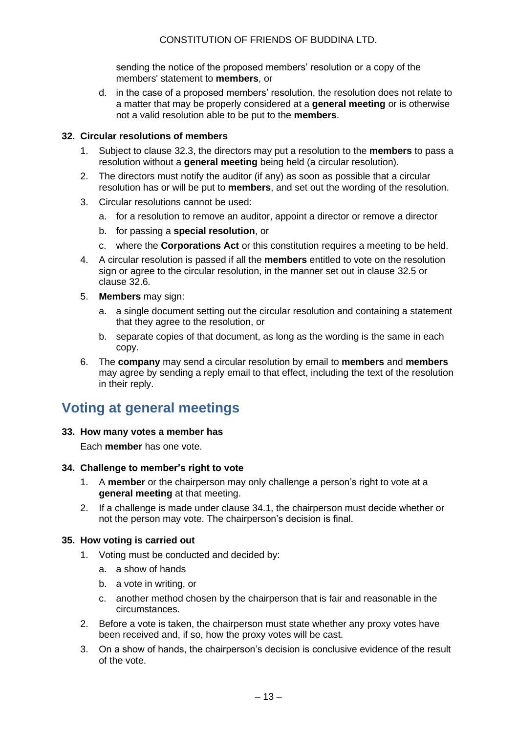sending the notice of the proposed members' resolution or a copy of the members' statement to **members**, or

d. in the case of a proposed members' resolution, the resolution does not relate to a matter that may be properly considered at a **general meeting** or is otherwise not a valid resolution able to be put to the **members**.

**32. Circular resolutions of members**

1. Subject to clause 32.3, the directors may put a resolution to the **members** to pass a resolution without a **general meeting** being held (a circular resolution).
2. The directors must notify the auditor (if any) as soon as possible that a circular resolution has or will be put to **members**, and set out the wording of the resolution.
3. Circular resolutions cannot be used:
   a. for a resolution to remove an auditor, appoint a director or remove a director
   b. for passing a **special resolution**, or
   c. where the **Corporations Act** or this constitution requires a meeting to be held.
4. A circular resolution is passed if all the **members** entitled to vote on the resolution sign or agree to the circular resolution, in the manner set out in clause 32.5 or clause 32.6.
5. **Members** may sign:
   a. a single document setting out the circular resolution and containing a statement that they agree to the resolution, or
   b. separate copies of that document, as long as the wording is the same in each copy.
6. The **company** may send a circular resolution by email to **members** and **members** may agree by sending a reply email to that effect, including the text of the resolution in their reply.

## Voting at general meetings

**33. How many votes a member has**

Each **member** has one vote.

**34. Challenge to member's right to vote**

1. A **member** or the chairperson may only challenge a person's right to vote at a **general meeting** at that meeting.
2. If a challenge is made under clause 34.1, the chairperson must decide whether or not the person may vote. The chairperson's decision is final.

**35. How voting is carried out**

1. Voting must be conducted and decided by:
   a. a show of hands
   b. a vote in writing, or
   c. another method chosen by the chairperson that is fair and reasonable in the circumstances.
2. Before a vote is taken, the chairperson must state whether any proxy votes have been received and, if so, how the proxy votes will be cast.
3. On a show of hands, the chairperson's decision is conclusive evidence of the result of the vote.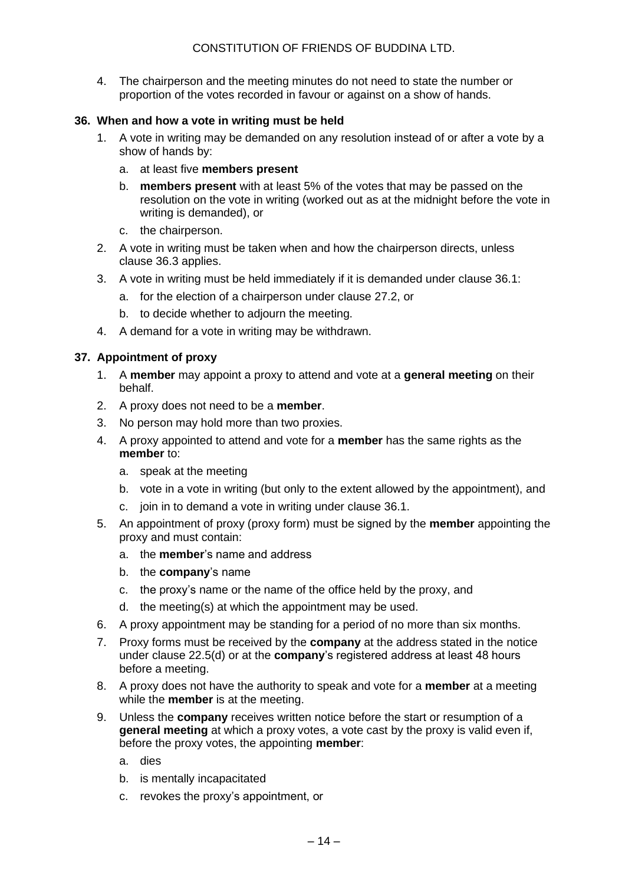4. The chairperson and the meeting minutes do not need to state the number or proportion of the votes recorded in favour or against on a show of hands.

### 36. When and how a vote in writing must be held

1. A vote in writing may be demanded on any resolution instead of or after a vote by a show of hands by:
   a. at least five **members present**
   b. **members present** with at least 5% of the votes that may be passed on the resolution on the vote in writing (worked out as at the midnight before the vote in writing is demanded), or
   c. the chairperson.
2. A vote in writing must be taken when and how the chairperson directs, unless clause 36.3 applies.
3. A vote in writing must be held immediately if it is demanded under clause 36.1:
   a. for the election of a chairperson under clause 27.2, or
   b. to decide whether to adjourn the meeting.
4. A demand for a vote in writing may be withdrawn.

### 37. Appointment of proxy

1. A **member** may appoint a proxy to attend and vote at a **general meeting** on their behalf.
2. A proxy does not need to be a **member**.
3. No person may hold more than two proxies.
4. A proxy appointed to attend and vote for a **member** has the same rights as the **member** to:
   a. speak at the meeting
   b. vote in a vote in writing (but only to the extent allowed by the appointment), and
   c. join in to demand a vote in writing under clause 36.1.
5. An appointment of proxy (proxy form) must be signed by the **member** appointing the proxy and must contain:
   a. the **member**'s name and address
   b. the **company**'s name
   c. the proxy's name or the name of the office held by the proxy, and
   d. the meeting(s) at which the appointment may be used.
6. A proxy appointment may be standing for a period of no more than six months.
7. Proxy forms must be received by the **company** at the address stated in the notice under clause 22.5(d) or at the **company**'s registered address at least 48 hours before a meeting.
8. A proxy does not have the authority to speak and vote for a **member** at a meeting while the **member** is at the meeting.
9. Unless the **company** receives written notice before the start or resumption of a **general meeting** at which a proxy votes, a vote cast by the proxy is valid even if, before the proxy votes, the appointing **member**:
   a. dies
   b. is mentally incapacitated
   c. revokes the proxy's appointment, or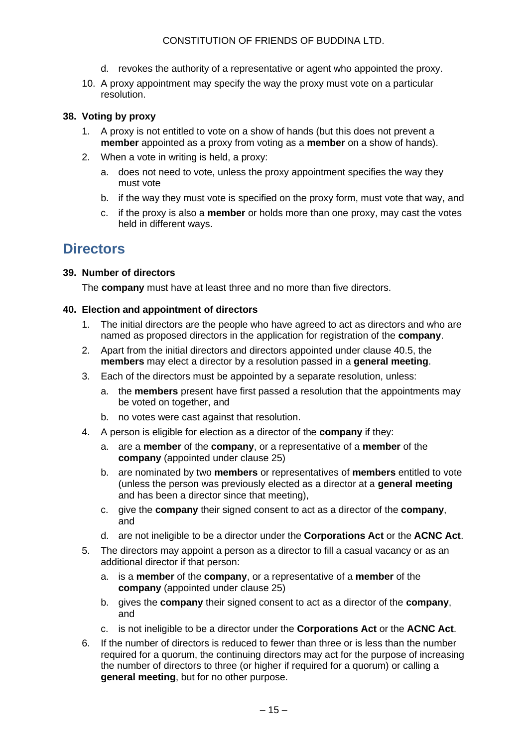d. revokes the authority of a representative or agent who appointed the proxy.

10. A proxy appointment may specify the way the proxy must vote on a particular resolution.

### 38. Voting by proxy

1. A proxy is not entitled to vote on a show of hands (but this does not prevent a **member** appointed as a proxy from voting as a **member** on a show of hands).
2. When a vote in writing is held, a proxy:
   a. does not need to vote, unless the proxy appointment specifies the way they must vote
   b. if the way they must vote is specified on the proxy form, must vote that way, and
   c. if the proxy is also a **member** or holds more than one proxy, may cast the votes held in different ways.

## Directors

### 39. Number of directors

The **company** must have at least three and no more than five directors.

### 40. Election and appointment of directors

1. The initial directors are the people who have agreed to act as directors and who are named as proposed directors in the application for registration of the **company**.
2. Apart from the initial directors and directors appointed under clause 40.5, the **members** may elect a director by a resolution passed in a **general meeting**.
3. Each of the directors must be appointed by a separate resolution, unless:
   a. the **members** present have first passed a resolution that the appointments may be voted on together, and
   b. no votes were cast against that resolution.
4. A person is eligible for election as a director of the **company** if they:
   a. are a **member** of the **company**, or a representative of a **member** of the **company** (appointed under clause 25)
   b. are nominated by two **members** or representatives of **members** entitled to vote (unless the person was previously elected as a director at a **general meeting** and has been a director since that meeting),
   c. give the **company** their signed consent to act as a director of the **company**, and
   d. are not ineligible to be a director under the **Corporations Act** or the **ACNC Act**.
5. The directors may appoint a person as a director to fill a casual vacancy or as an additional director if that person:
   a. is a **member** of the **company**, or a representative of a **member** of the **company** (appointed under clause 25)
   b. gives the **company** their signed consent to act as a director of the **company**, and
   c. is not ineligible to be a director under the **Corporations Act** or the **ACNC Act**.
6. If the number of directors is reduced to fewer than three or is less than the number required for a quorum, the continuing directors may act for the purpose of increasing the number of directors to three (or higher if required for a quorum) or calling a **general meeting**, but for no other purpose.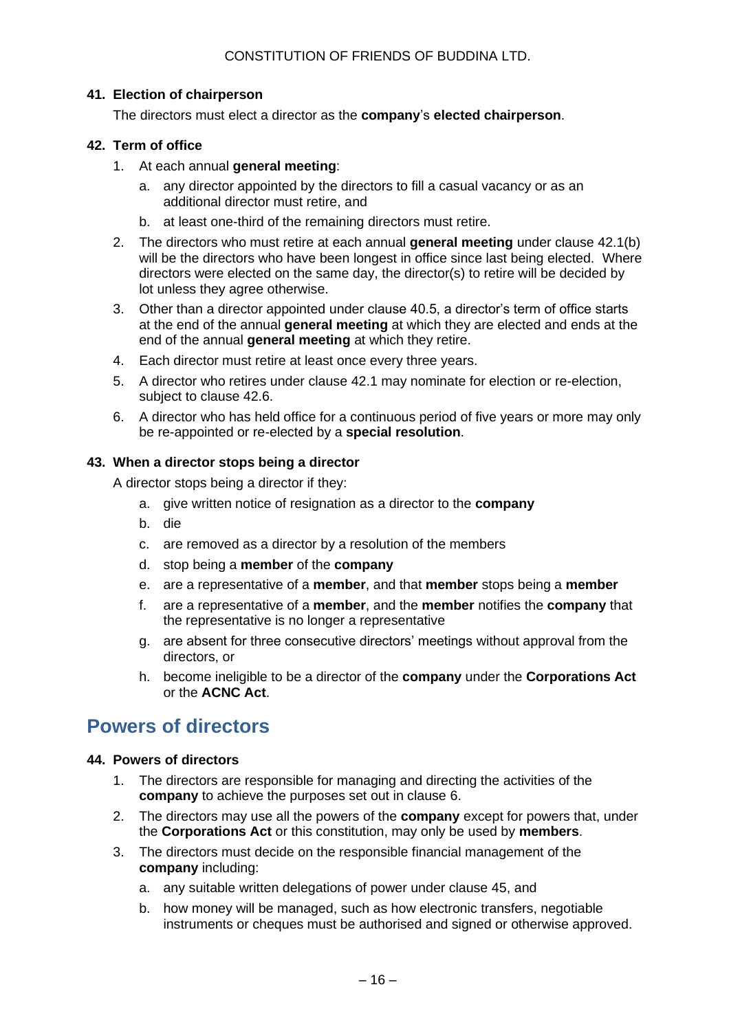#### 41. Election of chairperson

The directors must elect a director as the **company**'s **elected chairperson**.

#### 42. Term of office

1. At each annual **general meeting**:
   a. any director appointed by the directors to fill a casual vacancy or as an additional director must retire, and
   b. at least one-third of the remaining directors must retire.
2. The directors who must retire at each annual **general meeting** under clause 42.1(b) will be the directors who have been longest in office since last being elected. Where directors were elected on the same day, the director(s) to retire will be decided by lot unless they agree otherwise.
3. Other than a director appointed under clause 40.5, a director's term of office starts at the end of the annual **general meeting** at which they are elected and ends at the end of the annual **general meeting** at which they retire.
4. Each director must retire at least once every three years.
5. A director who retires under clause 42.1 may nominate for election or re-election, subject to clause 42.6.
6. A director who has held office for a continuous period of five years or more may only be re-appointed or re-elected by a **special resolution**.

#### 43. When a director stops being a director

A director stops being a director if they:

a. give written notice of resignation as a director to the **company**
b. die
c. are removed as a director by a resolution of the members
d. stop being a **member** of the **company**
e. are a representative of a **member**, and that **member** stops being a **member**
f. are a representative of a **member**, and the **member** notifies the **company** that the representative is no longer a representative
g. are absent for three consecutive directors' meetings without approval from the directors, or
h. become ineligible to be a director of the **company** under the **Corporations Act** or the **ACNC Act**.

## Powers of directors

#### 44. Powers of directors

1. The directors are responsible for managing and directing the activities of the **company** to achieve the purposes set out in clause 6.
2. The directors may use all the powers of the **company** except for powers that, under the **Corporations Act** or this constitution, may only be used by **members**.
3. The directors must decide on the responsible financial management of the **company** including:
   a. any suitable written delegations of power under clause 45, and
   b. how money will be managed, such as how electronic transfers, negotiable instruments or cheques must be authorised and signed or otherwise approved.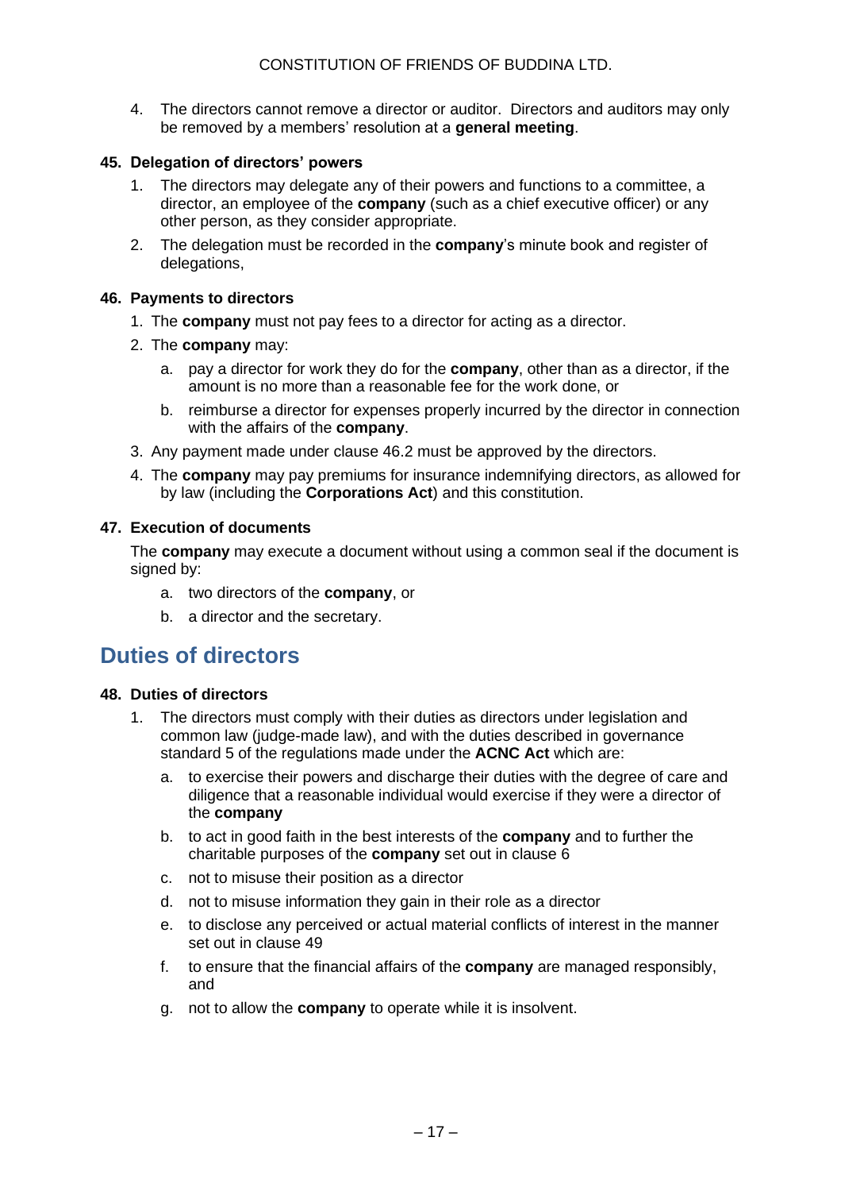4. The directors cannot remove a director or auditor. Directors and auditors may only be removed by a members' resolution at a **general meeting**.

### 45. Delegation of directors' powers

1. The directors may delegate any of their powers and functions to a committee, a director, an employee of the **company** (such as a chief executive officer) or any other person, as they consider appropriate.
2. The delegation must be recorded in the **company**'s minute book and register of delegations,

### 46. Payments to directors

1. The **company** must not pay fees to a director for acting as a director.
2. The **company** may:
   a. pay a director for work they do for the **company**, other than as a director, if the amount is no more than a reasonable fee for the work done, or
   b. reimburse a director for expenses properly incurred by the director in connection with the affairs of the **company**.
3. Any payment made under clause 46.2 must be approved by the directors.
4. The **company** may pay premiums for insurance indemnifying directors, as allowed for by law (including the **Corporations Act**) and this constitution.

### 47. Execution of documents

The **company** may execute a document without using a common seal if the document is signed by:

a. two directors of the **company**, or
b. a director and the secretary.

## Duties of directors

### 48. Duties of directors

1. The directors must comply with their duties as directors under legislation and common law (judge-made law), and with the duties described in governance standard 5 of the regulations made under the **ACNC Act** which are:
   a. to exercise their powers and discharge their duties with the degree of care and diligence that a reasonable individual would exercise if they were a director of the **company**
   b. to act in good faith in the best interests of the **company** and to further the charitable purposes of the **company** set out in clause 6
   c. not to misuse their position as a director
   d. not to misuse information they gain in their role as a director
   e. to disclose any perceived or actual material conflicts of interest in the manner set out in clause 49
   f. to ensure that the financial affairs of the **company** are managed responsibly, and
   g. not to allow the **company** to operate while it is insolvent.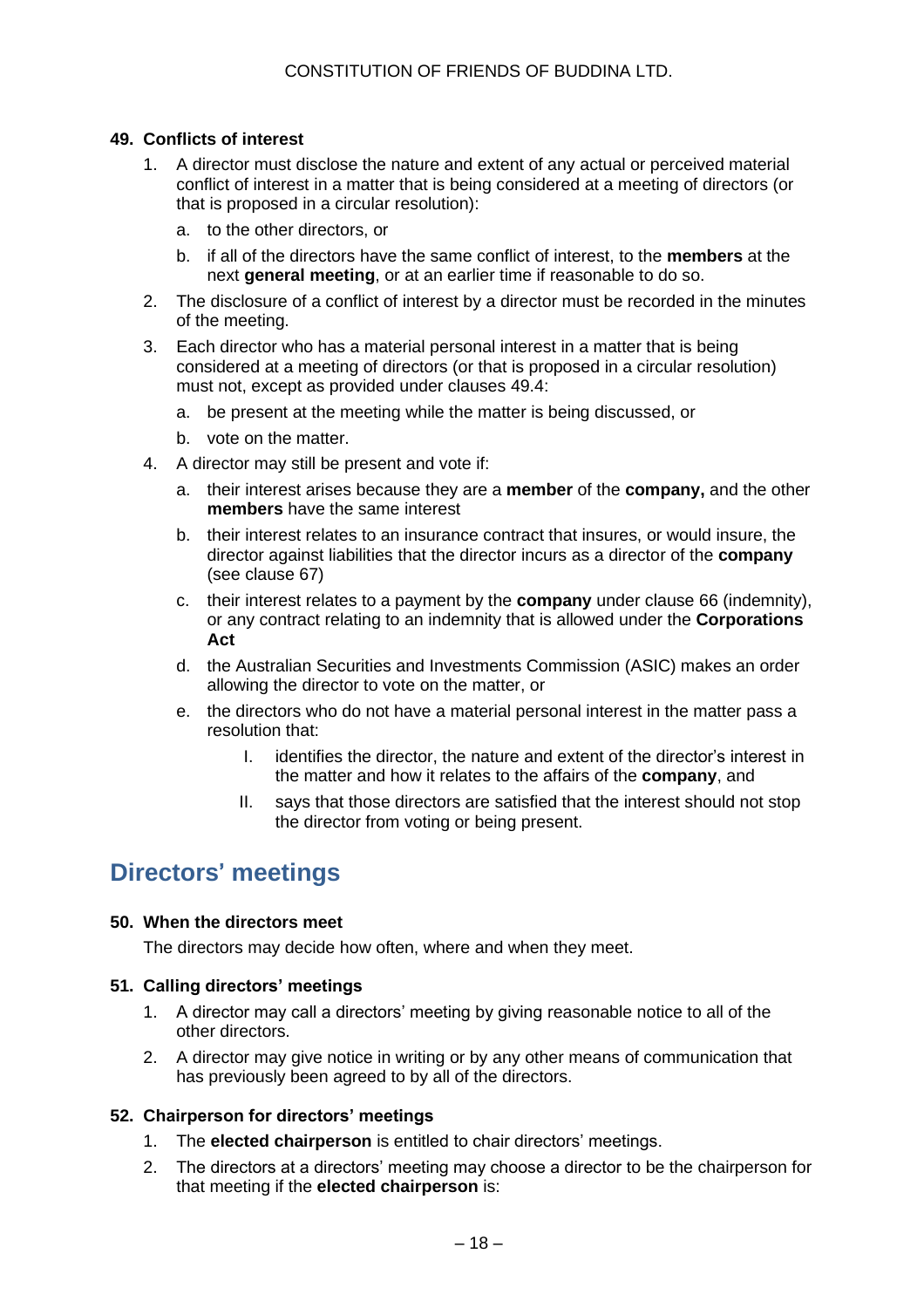### 49. Conflicts of interest

1. A director must disclose the nature and extent of any actual or perceived material conflict of interest in a matter that is being considered at a meeting of directors (or that is proposed in a circular resolution):
   a. to the other directors, or
   b. if all of the directors have the same conflict of interest, to the **members** at the next **general meeting**, or at an earlier time if reasonable to do so.
2. The disclosure of a conflict of interest by a director must be recorded in the minutes of the meeting.
3. Each director who has a material personal interest in a matter that is being considered at a meeting of directors (or that is proposed in a circular resolution) must not, except as provided under clauses 49.4:
   a. be present at the meeting while the matter is being discussed, or
   b. vote on the matter.
4. A director may still be present and vote if:
   a. their interest arises because they are a **member** of the **company,** and the other **members** have the same interest
   b. their interest relates to an insurance contract that insures, or would insure, the director against liabilities that the director incurs as a director of the **company** (see clause 67)
   c. their interest relates to a payment by the **company** under clause 66 (indemnity), or any contract relating to an indemnity that is allowed under the **Corporations Act**
   d. the Australian Securities and Investments Commission (ASIC) makes an order allowing the director to vote on the matter, or
   e. the directors who do not have a material personal interest in the matter pass a resolution that:
      I. identifies the director, the nature and extent of the director's interest in the matter and how it relates to the affairs of the **company**, and
      II. says that those directors are satisfied that the interest should not stop the director from voting or being present.

## Directors' meetings

### 50. When the directors meet

The directors may decide how often, where and when they meet.

### 51. Calling directors' meetings

1. A director may call a directors' meeting by giving reasonable notice to all of the other directors.
2. A director may give notice in writing or by any other means of communication that has previously been agreed to by all of the directors.

### 52. Chairperson for directors' meetings

1. The **elected chairperson** is entitled to chair directors' meetings.
2. The directors at a directors' meeting may choose a director to be the chairperson for that meeting if the **elected chairperson** is: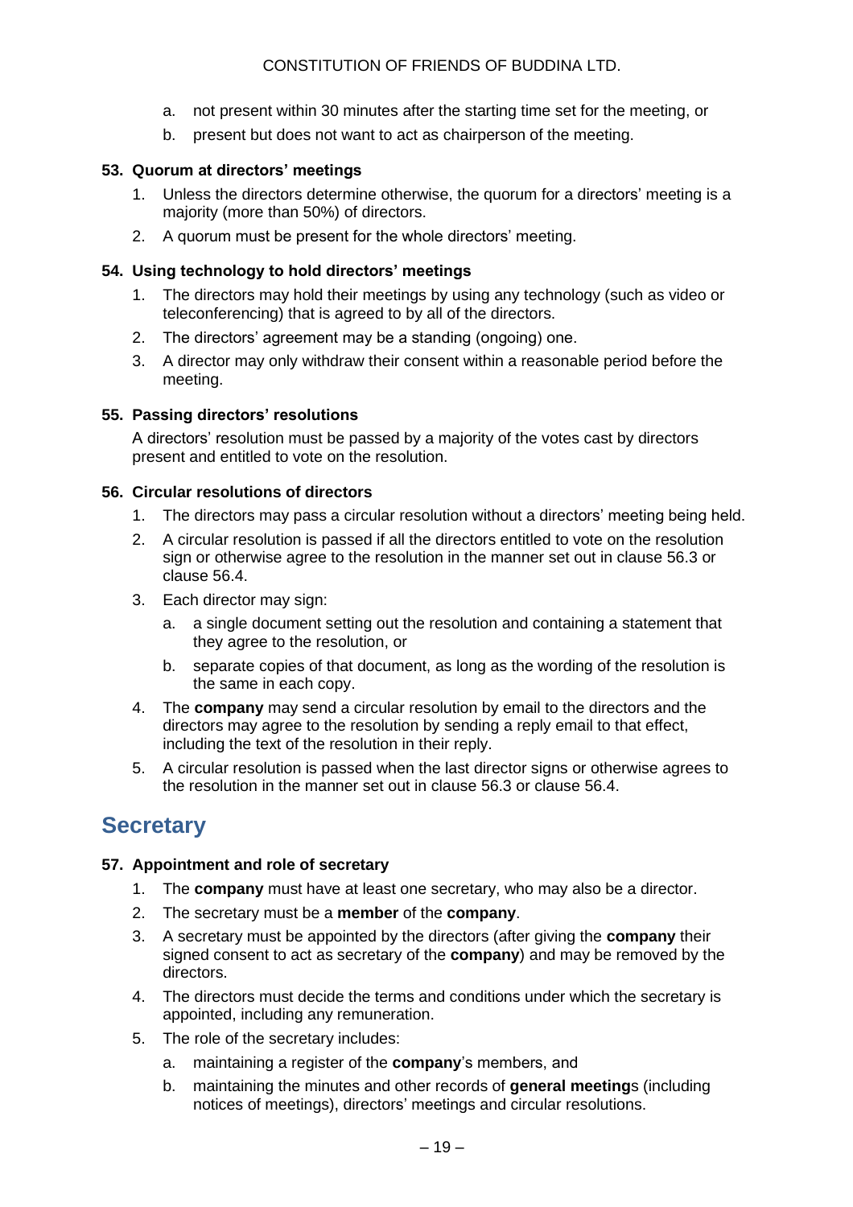a. not present within 30 minutes after the starting time set for the meeting, or

b. present but does not want to act as chairperson of the meeting.

### 53. Quorum at directors' meetings

1. Unless the directors determine otherwise, the quorum for a directors' meeting is a majority (more than 50%) of directors.
2. A quorum must be present for the whole directors' meeting.

### 54. Using technology to hold directors' meetings

1. The directors may hold their meetings by using any technology (such as video or teleconferencing) that is agreed to by all of the directors.
2. The directors' agreement may be a standing (ongoing) one.
3. A director may only withdraw their consent within a reasonable period before the meeting.

### 55. Passing directors' resolutions

A directors' resolution must be passed by a majority of the votes cast by directors present and entitled to vote on the resolution.

### 56. Circular resolutions of directors

1. The directors may pass a circular resolution without a directors' meeting being held.
2. A circular resolution is passed if all the directors entitled to vote on the resolution sign or otherwise agree to the resolution in the manner set out in clause 56.3 or clause 56.4.
3. Each director may sign:
   a. a single document setting out the resolution and containing a statement that they agree to the resolution, or
   b. separate copies of that document, as long as the wording of the resolution is the same in each copy.
4. The **company** may send a circular resolution by email to the directors and the directors may agree to the resolution by sending a reply email to that effect, including the text of the resolution in their reply.
5. A circular resolution is passed when the last director signs or otherwise agrees to the resolution in the manner set out in clause 56.3 or clause 56.4.

## Secretary

### 57. Appointment and role of secretary

1. The **company** must have at least one secretary, who may also be a director.
2. The secretary must be a **member** of the **company**.
3. A secretary must be appointed by the directors (after giving the **company** their signed consent to act as secretary of the **company**) and may be removed by the directors.
4. The directors must decide the terms and conditions under which the secretary is appointed, including any remuneration.
5. The role of the secretary includes:
   a. maintaining a register of the **company**'s members, and
   b. maintaining the minutes and other records of **general meeting**s (including notices of meetings), directors' meetings and circular resolutions.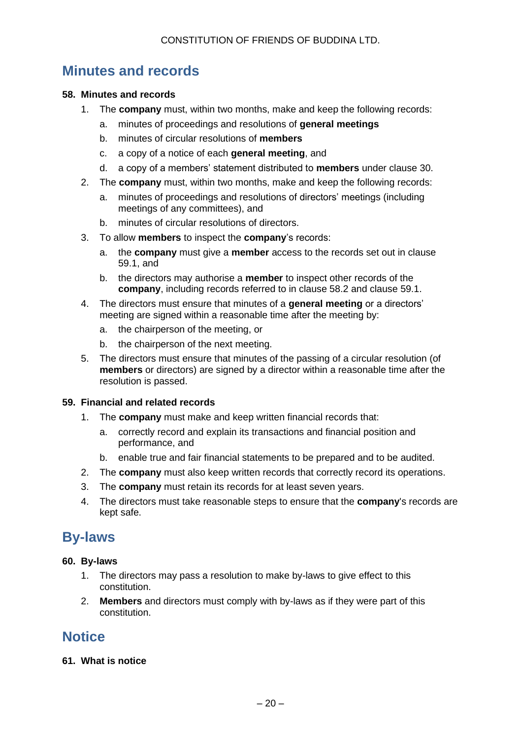## Minutes and records

### 58. Minutes and records

1. The **company** must, within two months, make and keep the following records:
    a. minutes of proceedings and resolutions of **general meetings**
    b. minutes of circular resolutions of **members**
    c. a copy of a notice of each **general meeting**, and
    d. a copy of a members' statement distributed to **members** under clause 30.
2. The **company** must, within two months, make and keep the following records:
    a. minutes of proceedings and resolutions of directors' meetings (including meetings of any committees), and
    b. minutes of circular resolutions of directors.
3. To allow **members** to inspect the **company**'s records:
    a. the **company** must give a **member** access to the records set out in clause 59.1, and
    b. the directors may authorise a **member** to inspect other records of the **company**, including records referred to in clause 58.2 and clause 59.1.
4. The directors must ensure that minutes of a **general meeting** or a directors' meeting are signed within a reasonable time after the meeting by:
    a. the chairperson of the meeting, or
    b. the chairperson of the next meeting.
5. The directors must ensure that minutes of the passing of a circular resolution (of **members** or directors) are signed by a director within a reasonable time after the resolution is passed.

### 59. Financial and related records

1. The **company** must make and keep written financial records that:
    a. correctly record and explain its transactions and financial position and performance, and
    b. enable true and fair financial statements to be prepared and to be audited.
2. The **company** must also keep written records that correctly record its operations.
3. The **company** must retain its records for at least seven years.
4. The directors must take reasonable steps to ensure that the **company**'s records are kept safe.

## By-laws

### 60. By-laws

1. The directors may pass a resolution to make by-laws to give effect to this constitution.
2. **Members** and directors must comply with by-laws as if they were part of this constitution.

## Notice

### 61. What is notice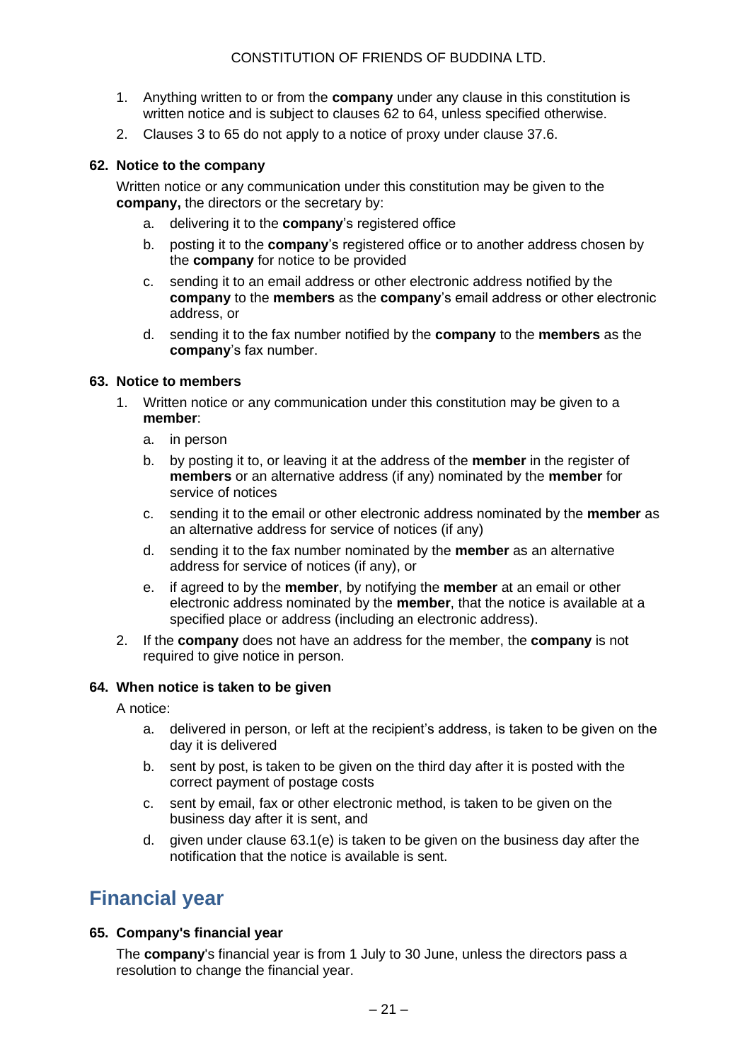1. Anything written to or from the **company** under any clause in this constitution is written notice and is subject to clauses 62 to 64, unless specified otherwise.
2. Clauses 3 to 65 do not apply to a notice of proxy under clause 37.6.

### 62. Notice to the company

Written notice or any communication under this constitution may be given to the **company,** the directors or the secretary by:

a. delivering it to the **company**'s registered office
b. posting it to the **company**'s registered office or to another address chosen by the **company** for notice to be provided
c. sending it to an email address or other electronic address notified by the **company** to the **members** as the **company**'s email address or other electronic address, or
d. sending it to the fax number notified by the **company** to the **members** as the **company**'s fax number.

### 63. Notice to members

1. Written notice or any communication under this constitution may be given to a **member**:
   a. in person
   b. by posting it to, or leaving it at the address of the **member** in the register of **members** or an alternative address (if any) nominated by the **member** for service of notices
   c. sending it to the email or other electronic address nominated by the **member** as an alternative address for service of notices (if any)
   d. sending it to the fax number nominated by the **member** as an alternative address for service of notices (if any), or
   e. if agreed to by the **member**, by notifying the **member** at an email or other electronic address nominated by the **member**, that the notice is available at a specified place or address (including an electronic address).
2. If the **company** does not have an address for the member, the **company** is not required to give notice in person.

### 64. When notice is taken to be given

A notice:

a. delivered in person, or left at the recipient's address, is taken to be given on the day it is delivered
b. sent by post, is taken to be given on the third day after it is posted with the correct payment of postage costs
c. sent by email, fax or other electronic method, is taken to be given on the business day after it is sent, and
d. given under clause 63.1(e) is taken to be given on the business day after the notification that the notice is available is sent.

## Financial year

### 65. Company's financial year

The **company**'s financial year is from 1 July to 30 June, unless the directors pass a resolution to change the financial year.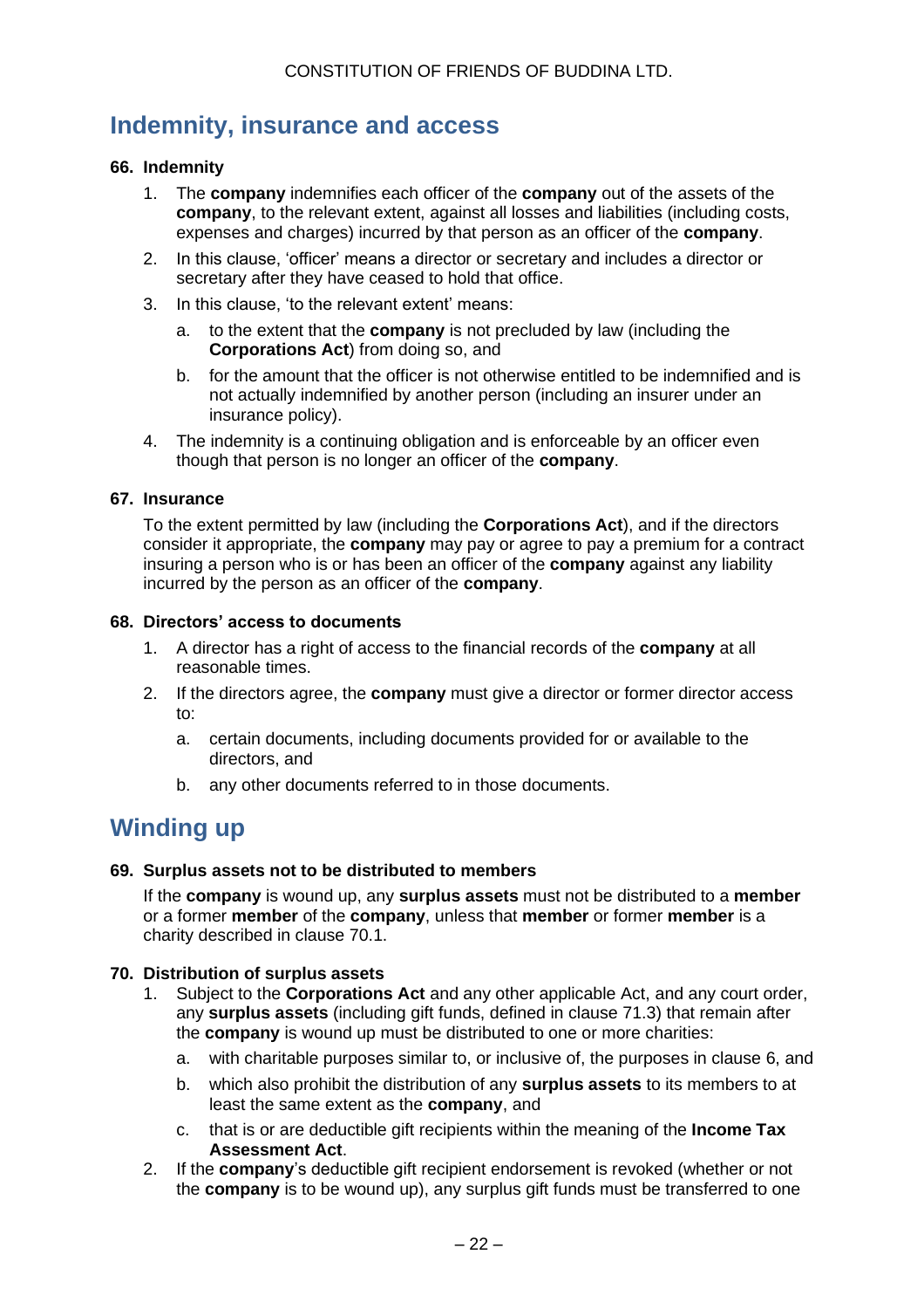## Indemnity, insurance and access

### 66. Indemnity

1. The **company** indemnifies each officer of the **company** out of the assets of the **company**, to the relevant extent, against all losses and liabilities (including costs, expenses and charges) incurred by that person as an officer of the **company**.
2. In this clause, 'officer' means a director or secretary and includes a director or secretary after they have ceased to hold that office.
3. In this clause, 'to the relevant extent' means:
   a. to the extent that the **company** is not precluded by law (including the **Corporations Act**) from doing so, and
   b. for the amount that the officer is not otherwise entitled to be indemnified and is not actually indemnified by another person (including an insurer under an insurance policy).
4. The indemnity is a continuing obligation and is enforceable by an officer even though that person is no longer an officer of the **company**.

### 67. Insurance

To the extent permitted by law (including the **Corporations Act**), and if the directors consider it appropriate, the **company** may pay or agree to pay a premium for a contract insuring a person who is or has been an officer of the **company** against any liability incurred by the person as an officer of the **company**.

### 68. Directors' access to documents

1. A director has a right of access to the financial records of the **company** at all reasonable times.
2. If the directors agree, the **company** must give a director or former director access to:
   a. certain documents, including documents provided for or available to the directors, and
   b. any other documents referred to in those documents.

## Winding up

### 69. Surplus assets not to be distributed to members

If the **company** is wound up, any **surplus assets** must not be distributed to a **member** or a former **member** of the **company**, unless that **member** or former **member** is a charity described in clause 70.1.

### 70. Distribution of surplus assets

1. Subject to the **Corporations Act** and any other applicable Act, and any court order, any **surplus assets** (including gift funds, defined in clause 71.3) that remain after the **company** is wound up must be distributed to one or more charities:
   a. with charitable purposes similar to, or inclusive of, the purposes in clause 6, and
   b. which also prohibit the distribution of any **surplus assets** to its members to at least the same extent as the **company**, and
   c. that is or are deductible gift recipients within the meaning of the **Income Tax Assessment Act**.
2. If the **company**'s deductible gift recipient endorsement is revoked (whether or not the **company** is to be wound up), any surplus gift funds must be transferred to one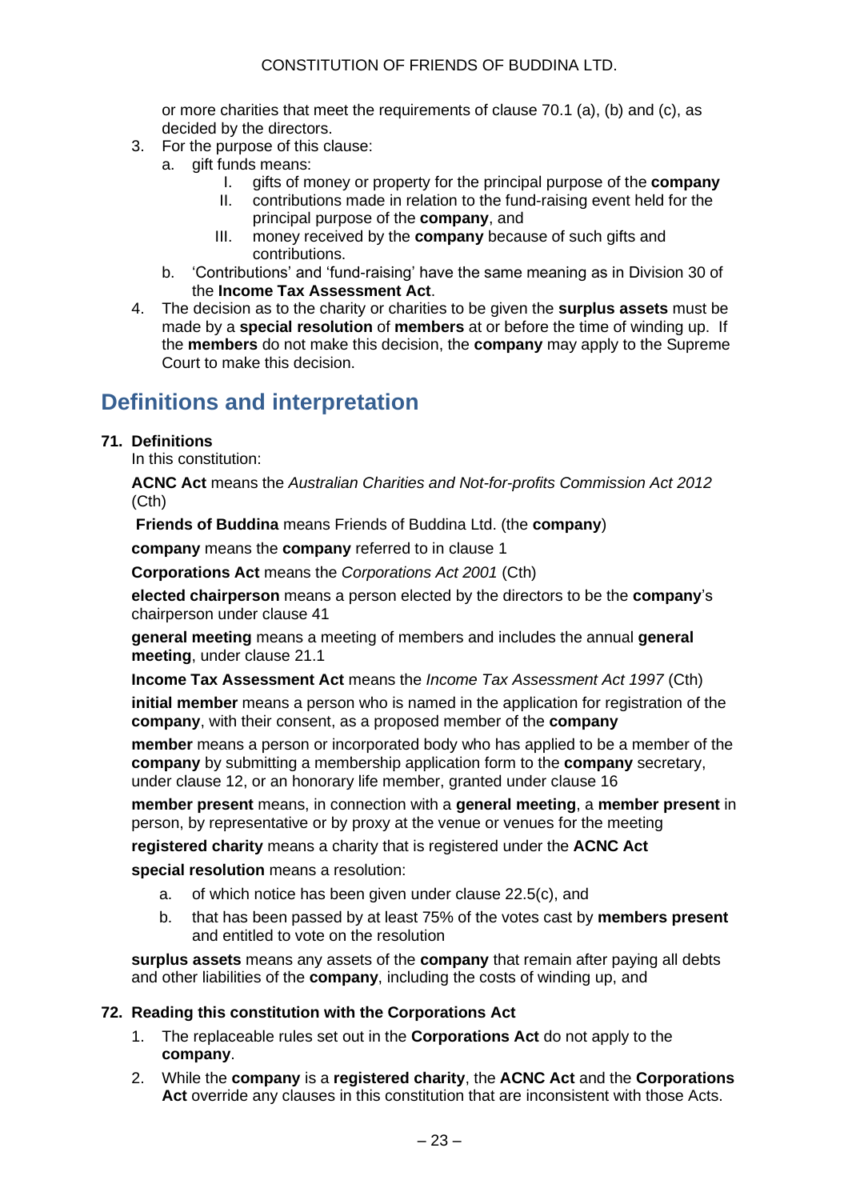or more charities that meet the requirements of clause 70.1 (a), (b) and (c), as decided by the directors.

3. For the purpose of this clause:
   a. gift funds means:
      I. gifts of money or property for the principal purpose of the **company**
      II. contributions made in relation to the fund-raising event held for the principal purpose of the **company**, and
      III. money received by the **company** because of such gifts and contributions.
   b. 'Contributions' and 'fund-raising' have the same meaning as in Division 30 of the **Income Tax Assessment Act**.
4. The decision as to the charity or charities to be given the **surplus assets** must be made by a **special resolution** of **members** at or before the time of winding up. If the **members** do not make this decision, the **company** may apply to the Supreme Court to make this decision.

# Definitions and interpretation

**71. Definitions**

In this constitution:

**ACNC Act** means the *Australian Charities and Not-for-profits Commission Act 2012* (Cth)

**Friends of Buddina** means Friends of Buddina Ltd. (the **company**)

**company** means the **company** referred to in clause 1

**Corporations Act** means the *Corporations Act 2001* (Cth)

**elected chairperson** means a person elected by the directors to be the **company**'s chairperson under clause 41

**general meeting** means a meeting of members and includes the annual **general meeting**, under clause 21.1

**Income Tax Assessment Act** means the *Income Tax Assessment Act 1997* (Cth)

**initial member** means a person who is named in the application for registration of the **company**, with their consent, as a proposed member of the **company**

**member** means a person or incorporated body who has applied to be a member of the **company** by submitting a membership application form to the **company** secretary, under clause 12, or an honorary life member, granted under clause 16

**member present** means, in connection with a **general meeting**, a **member present** in person, by representative or by proxy at the venue or venues for the meeting

**registered charity** means a charity that is registered under the **ACNC Act**

**special resolution** means a resolution:

a. of which notice has been given under clause 22.5(c), and
b. that has been passed by at least 75% of the votes cast by **members present** and entitled to vote on the resolution

**surplus assets** means any assets of the **company** that remain after paying all debts and other liabilities of the **company**, including the costs of winding up, and

**72. Reading this constitution with the Corporations Act**

1. The replaceable rules set out in the **Corporations Act** do not apply to the **company**.
2. While the **company** is a **registered charity**, the **ACNC Act** and the **Corporations Act** override any clauses in this constitution that are inconsistent with those Acts.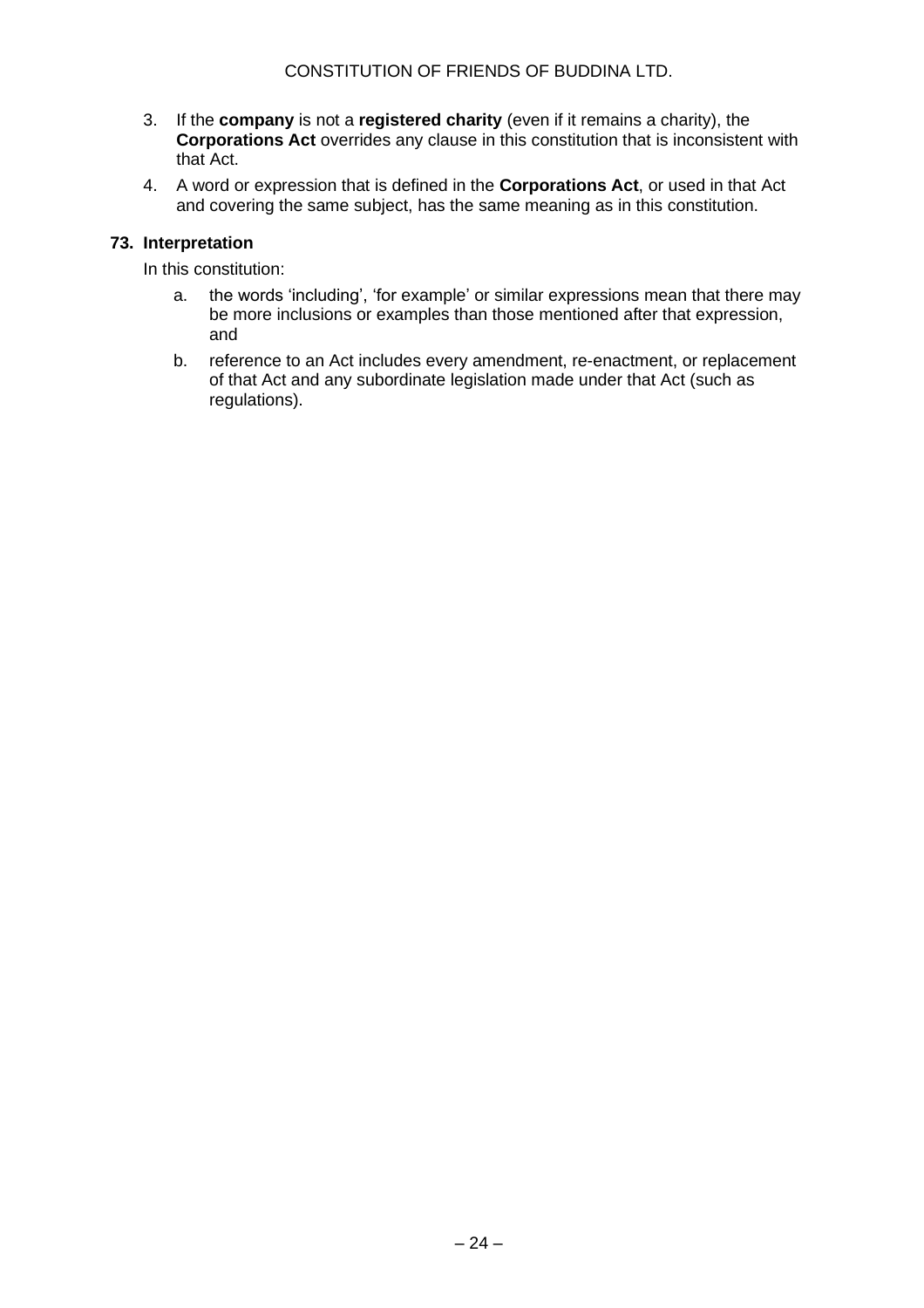3. If the **company** is not a **registered charity** (even if it remains a charity), the **Corporations Act** overrides any clause in this constitution that is inconsistent with that Act.

4. A word or expression that is defined in the **Corporations Act**, or used in that Act and covering the same subject, has the same meaning as in this constitution.

**73. Interpretation**

In this constitution:

a. the words 'including', 'for example' or similar expressions mean that there may be more inclusions or examples than those mentioned after that expression, and

b. reference to an Act includes every amendment, re-enactment, or replacement of that Act and any subordinate legislation made under that Act (such as regulations).